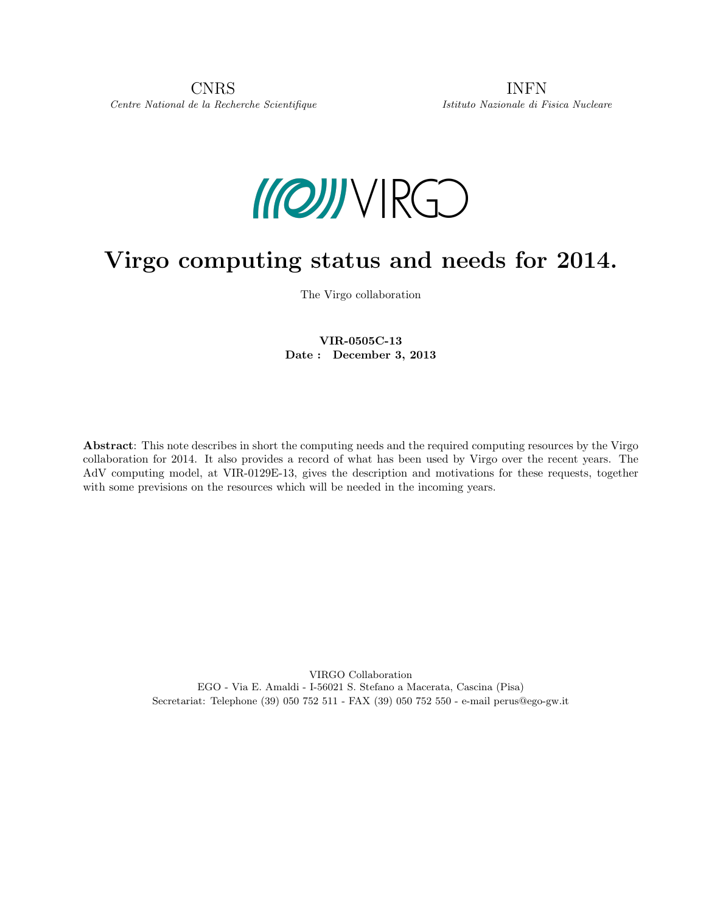CNRS
*Centre National de la Recherche Scientifique*

INFN
*Istituto Nazionale di Fisica Nucleare*

VIRGO

# Virgo computing status and needs for 2014.

The Virgo collaboration

**VIR-0505C-13**
**Date : December 3, 2013**

**Abstract**: This note describes in short the computing needs and the required computing resources by the Virgo collaboration for 2014. It also provides a record of what has been used by Virgo over the recent years. The AdV computing model, at VIR-0129E-13, gives the description and motivations for these requests, together with some previsions on the resources which will be needed in the incoming years.

VIRGO Collaboration
EGO - Via E. Amaldi - I-56021 S. Stefano a Macerata, Cascina (Pisa)
Secretariat: Telephone (39) 050 752 511 - FAX (39) 050 752 550 - e-mail perus@ego-gw.it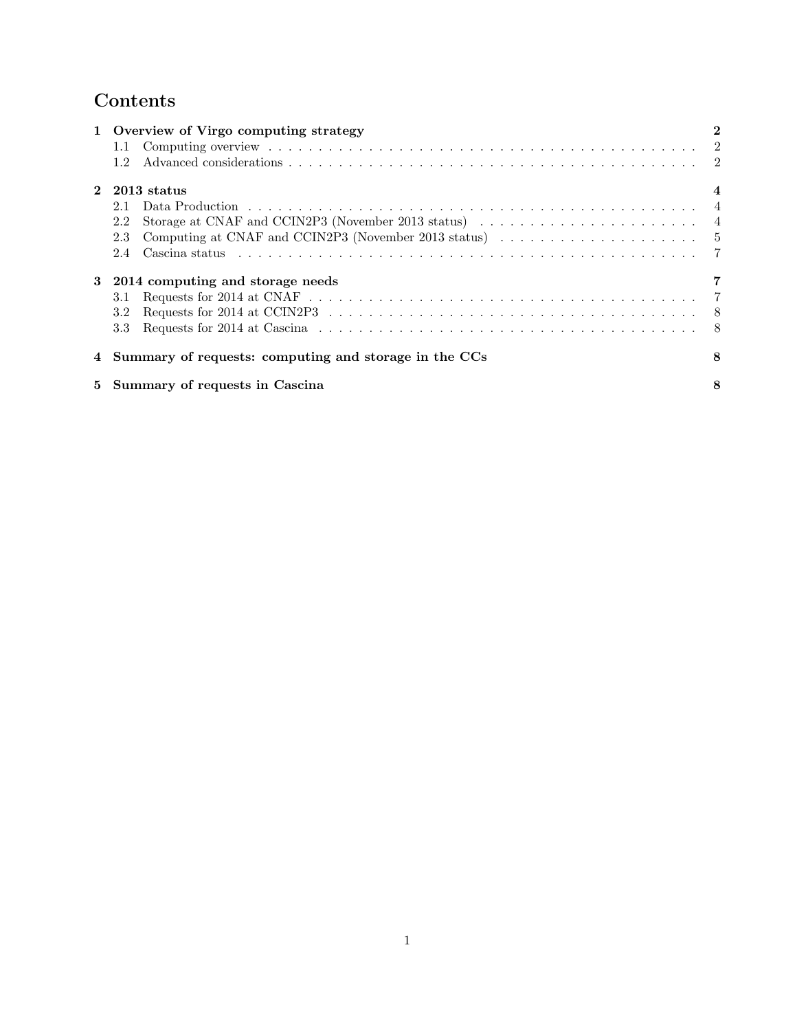# Contents

**1 Overview of Virgo computing strategy** **2**

- 1.1 Computing overview . . . . . . . . . . . . . . . . . . . . . . . . . . . . . . . . . . . . . . . . . . . . 2
- 1.2 Advanced considerations . . . . . . . . . . . . . . . . . . . . . . . . . . . . . . . . . . . . . . . . . 2

**2 2013 status** **4**

- 2.1 Data Production . . . . . . . . . . . . . . . . . . . . . . . . . . . . . . . . . . . . . . . . . . . . . 4
- 2.2 Storage at CNAF and CCIN2P3 (November 2013 status) . . . . . . . . . . . . . . . . . . . . . 4
- 2.3 Computing at CNAF and CCIN2P3 (November 2013 status) . . . . . . . . . . . . . . . . . . . . 5
- 2.4 Cascina status . . . . . . . . . . . . . . . . . . . . . . . . . . . . . . . . . . . . . . . . . . . . . 7

**3 2014 computing and storage needs** **7**

- 3.1 Requests for 2014 at CNAF . . . . . . . . . . . . . . . . . . . . . . . . . . . . . . . . . . . . . . 7
- 3.2 Requests for 2014 at CCIN2P3 . . . . . . . . . . . . . . . . . . . . . . . . . . . . . . . . . . . . 8
- 3.3 Requests for 2014 at Cascina . . . . . . . . . . . . . . . . . . . . . . . . . . . . . . . . . . . . . 8

**4 Summary of requests: computing and storage in the CCs** **8**

**5 Summary of requests in Cascina** **8**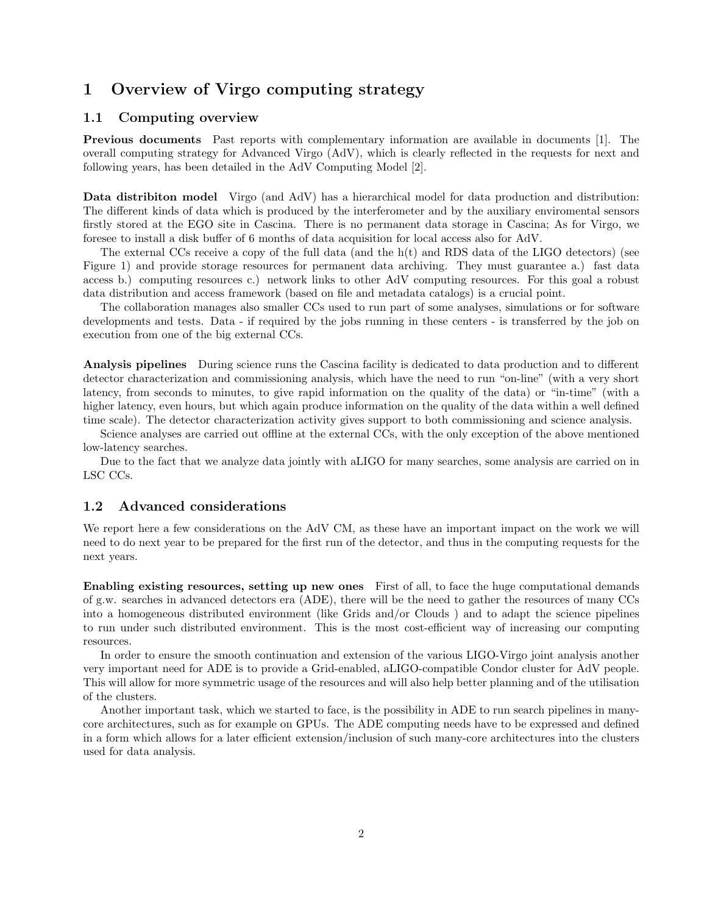# 1 Overview of Virgo computing strategy

## 1.1 Computing overview

**Previous documents** Past reports with complementary information are available in documents [1]. The overall computing strategy for Advanced Virgo (AdV), which is clearly reflected in the requests for next and following years, has been detailed in the AdV Computing Model [2].

**Data distribiton model** Virgo (and AdV) has a hierarchical model for data production and distribution: The different kinds of data which is produced by the interferometer and by the auxiliary enviromental sensors firstly stored at the EGO site in Cascina. There is no permanent data storage in Cascina; As for Virgo, we foresee to install a disk buffer of 6 months of data acquisition for local access also for AdV.

The external CCs receive a copy of the full data (and the h(t) and RDS data of the LIGO detectors) (see Figure 1) and provide storage resources for permanent data archiving. They must guarantee a.) fast data access b.) computing resources c.) network links to other AdV computing resources. For this goal a robust data distribution and access framework (based on file and metadata catalogs) is a crucial point.

The collaboration manages also smaller CCs used to run part of some analyses, simulations or for software developments and tests. Data - if required by the jobs running in these centers - is transferred by the job on execution from one of the big external CCs.

**Analysis pipelines** During science runs the Cascina facility is dedicated to data production and to different detector characterization and commissioning analysis, which have the need to run "on-line" (with a very short latency, from seconds to minutes, to give rapid information on the quality of the data) or "in-time" (with a higher latency, even hours, but which again produce information on the quality of the data within a well defined time scale). The detector characterization activity gives support to both commissioning and science analysis.

Science analyses are carried out offline at the external CCs, with the only exception of the above mentioned low-latency searches.

Due to the fact that we analyze data jointly with aLIGO for many searches, some analysis are carried on in LSC CCs.

## 1.2 Advanced considerations

We report here a few considerations on the AdV CM, as these have an important impact on the work we will need to do next year to be prepared for the first run of the detector, and thus in the computing requests for the next years.

**Enabling existing resources, setting up new ones** First of all, to face the huge computational demands of g.w. searches in advanced detectors era (ADE), there will be the need to gather the resources of many CCs into a homogeneous distributed environment (like Grids and/or Clouds ) and to adapt the science pipelines to run under such distributed environment. This is the most cost-efficient way of increasing our computing resources.

In order to ensure the smooth continuation and extension of the various LIGO-Virgo joint analysis another very important need for ADE is to provide a Grid-enabled, aLIGO-compatible Condor cluster for AdV people. This will allow for more symmetric usage of the resources and will also help better planning and of the utilisation of the clusters.

Another important task, which we started to face, is the possibility in ADE to run search pipelines in many-core architectures, such as for example on GPUs. The ADE computing needs have to be expressed and defined in a form which allows for a later efficient extension/inclusion of such many-core architectures into the clusters used for data analysis.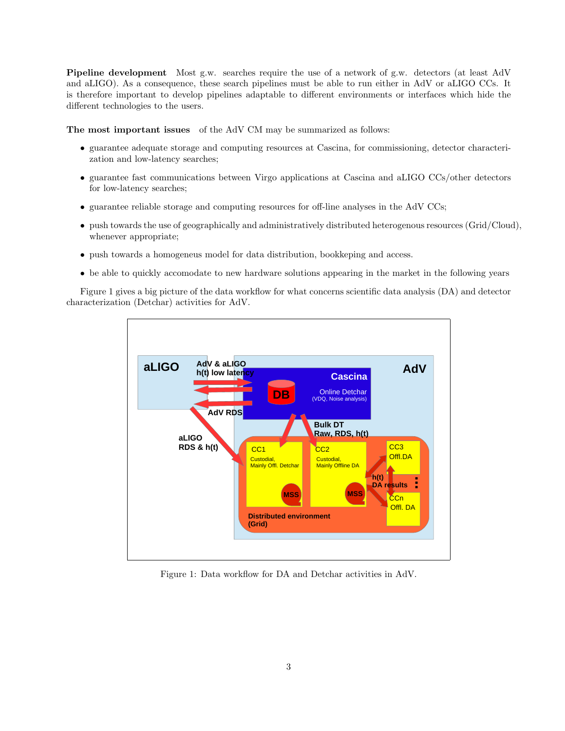**Pipeline development** Most g.w. searches require the use of a network of g.w. detectors (at least AdV and aLIGO). As a consequence, these search pipelines must be able to run either in AdV or aLIGO CCs. It is therefore important to develop pipelines adaptable to different environments or interfaces which hide the different technologies to the users.

**The most important issues** of the AdV CM may be summarized as follows:

- guarantee adequate storage and computing resources at Cascina, for commissioning, detector characterization and low-latency searches;
- guarantee fast communications between Virgo applications at Cascina and aLIGO CCs/other detectors for low-latency searches;
- guarantee reliable storage and computing resources for off-line analyses in the AdV CCs;
- push towards the use of geographically and administratively distributed heterogenous resources (Grid/Cloud), whenever appropriate;
- push towards a homogeneus model for data distribution, bookkeping and access.
- be able to quickly accomodate to new hardware solutions appearing in the market in the following years

Figure 1 gives a big picture of the data workflow for what concerns scientific data analysis (DA) and detector characterization (Detchar) activities for AdV.

Figure 1: Data workflow for DA and Detchar activities in AdV.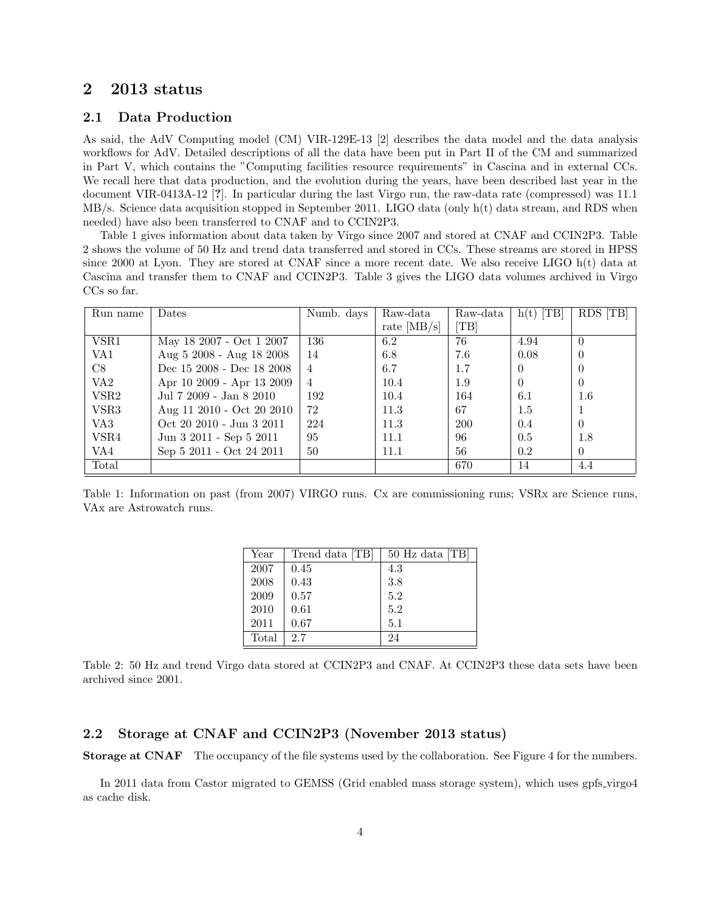## 2 2013 status

### 2.1 Data Production

As said, the AdV Computing model (CM) VIR-129E-13 [2] describes the data model and the data analysis workflows for AdV. Detailed descriptions of all the data have been put in Part II of the CM and summarized in Part V, which contains the "Computing facilities resource requirements" in Cascina and in external CCs. We recall here that data production, and the evolution during the years, have been described last year in the document VIR-0413A-12 [?]. In particular during the last Virgo run, the raw-data rate (compressed) was 11.1 MB/s. Science data acquisition stopped in September 2011. LIGO data (only h(t) data stream, and RDS when needed) have also been transferred to CNAF and to CCIN2P3.

Table 1 gives information about data taken by Virgo since 2007 and stored at CNAF and CCIN2P3. Table 2 shows the volume of 50 Hz and trend data transferred and stored in CCs. These streams are stored in HPSS since 2000 at Lyon. They are stored at CNAF since a more recent date. We also receive LIGO h(t) data at Cascina and transfer them to CNAF and CCIN2P3. Table 3 gives the LIGO data volumes archived in Virgo CCs so far.

| Run name | Dates | Numb. days | Raw-data rate [MB/s] | Raw-data [TB] | h(t) [TB] | RDS [TB] |
|---|---|---|---|---|---|---|
| VSR1 | May 18 2007 - Oct 1 2007 | 136 | 6.2 | 76 | 4.94 | 0 |
| VA1 | Aug 5 2008 - Aug 18 2008 | 14 | 6.8 | 7.6 | 0.08 | 0 |
| C8 | Dec 15 2008 - Dec 18 2008 | 4 | 6.7 | 1.7 | 0 | 0 |
| VA2 | Apr 10 2009 - Apr 13 2009 | 4 | 10.4 | 1.9 | 0 | 0 |
| VSR2 | Jul 7 2009 - Jan 8 2010 | 192 | 10.4 | 164 | 6.1 | 1.6 |
| VSR3 | Aug 11 2010 - Oct 20 2010 | 72 | 11.3 | 67 | 1.5 | 1 |
| VA3 | Oct 20 2010 - Jun 3 2011 | 224 | 11.3 | 200 | 0.4 | 0 |
| VSR4 | Jun 3 2011 - Sep 5 2011 | 95 | 11.1 | 96 | 0.5 | 1.8 |
| VA4 | Sep 5 2011 - Oct 24 2011 | 50 | 11.1 | 56 | 0.2 | 0 |
| Total | | | | 670 | 14 | 4.4 |

Table 1: Information on past (from 2007) VIRGO runs. Cx are commissioning runs; VSRx are Science runs, VAx are Astrowatch runs.

| Year | Trend data [TB] | 50 Hz data [TB] |
|---|---|---|
| 2007 | 0.45 | 4.3 |
| 2008 | 0.43 | 3.8 |
| 2009 | 0.57 | 5.2 |
| 2010 | 0.61 | 5.2 |
| 2011 | 0.67 | 5.1 |
| Total | 2.7 | 24 |

Table 2: 50 Hz and trend Virgo data stored at CCIN2P3 and CNAF. At CCIN2P3 these data sets have been archived since 2001.

### 2.2 Storage at CNAF and CCIN2P3 (November 2013 status)

**Storage at CNAF** The occupancy of the file systems used by the collaboration. See Figure 4 for the numbers.

In 2011 data from Castor migrated to GEMSS (Grid enabled mass storage system), which uses gpfs_virgo4 as cache disk.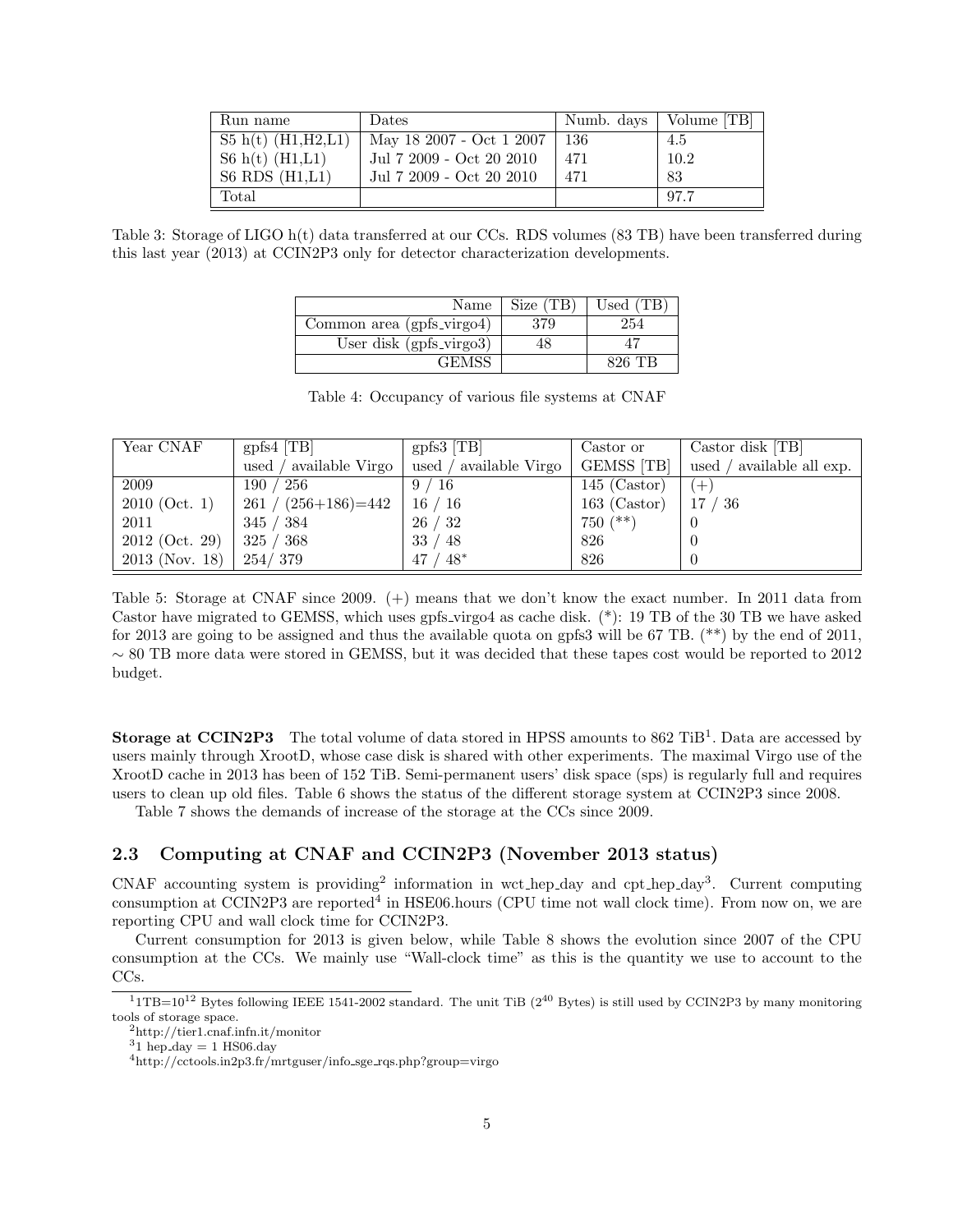| Run name | Dates | Numb. days | Volume [TB] |
|---|---|---|---|
| S5 h(t) (H1,H2,L1) | May 18 2007 - Oct 1 2007 | 136 | 4.5 |
| S6 h(t) (H1,L1) | Jul 7 2009 - Oct 20 2010 | 471 | 10.2 |
| S6 RDS (H1,L1) | Jul 7 2009 - Oct 20 2010 | 471 | 83 |
| Total | | | 97.7 |

Table 3: Storage of LIGO h(t) data transferred at our CCs. RDS volumes (83 TB) have been transferred during this last year (2013) at CCIN2P3 only for detector characterization developments.

| Name | Size (TB) | Used (TB) |
|---|---|---|
| Common area (gpfs_virgo4) | 379 | 254 |
| User disk (gpfs_virgo3) | 48 | 47 |
| GEMSS | | 826 TB |

Table 4: Occupancy of various file systems at CNAF

| Year CNAF | gpfs4 [TB] used / available Virgo | gpfs3 [TB] used / available Virgo | Castor or GEMSS [TB] | Castor disk [TB] used / available all exp. |
|---|---|---|---|---|
| 2009 | 190 / 256 | 9 / 16 | 145 (Castor) | (+) |
| 2010 (Oct. 1) | 261 / (256+186)=442 | 16 / 16 | 163 (Castor) | 17 / 36 |
| 2011 | 345 / 384 | 26 / 32 | 750 (**) | 0 |
| 2012 (Oct. 29) | 325 / 368 | 33 / 48 | 826 | 0 |
| 2013 (Nov. 18) | 254/ 379 | 47 / 48* | 826 | 0 |

Table 5: Storage at CNAF since 2009. (+) means that we don't know the exact number. In 2011 data from Castor have migrated to GEMSS, which uses gpfs_virgo4 as cache disk. (*): 19 TB of the 30 TB we have asked for 2013 are going to be assigned and thus the available quota on gpfs3 will be 67 TB. (**) by the end of 2011, $\sim$ 80 TB more data were stored in GEMSS, but it was decided that these tapes cost would be reported to 2012 budget.

**Storage at CCIN2P3** The total volume of data stored in HPSS amounts to 862 TiB[1]. Data are accessed by users mainly through XrootD, whose case disk is shared with other experiments. The maximal Virgo use of the XrootD cache in 2013 has been of 152 TiB. Semi-permanent users' disk space (sps) is regularly full and requires users to clean up old files. Table 6 shows the status of the different storage system at CCIN2P3 since 2008.

Table 7 shows the demands of increase of the storage at the CCs since 2009.

## 2.3 Computing at CNAF and CCIN2P3 (November 2013 status)

CNAF accounting system is providing[2] information in wct_hep_day and cpt_hep_day[3]. Current computing consumption at CCIN2P3 are reported[4] in HSE06.hours (CPU time not wall clock time). From now on, we are reporting CPU and wall clock time for CCIN2P3.

Current consumption for 2013 is given below, while Table 8 shows the evolution since 2007 of the CPU consumption at the CCs. We mainly use "Wall-clock time" as this is the quantity we use to account to the CCs.

[1] 1TB=$10^{12}$ Bytes following IEEE 1541-2002 standard. The unit TiB ($2^{40}$ Bytes) is still used by CCIN2P3 by many monitoring tools of storage space.

[2] http://tier1.cnaf.infn.it/monitor

[3] 1 hep_day = 1 HS06.day

[4] http://cctools.in2p3.fr/mrtguser/info_sge_rqs.php?group=virgo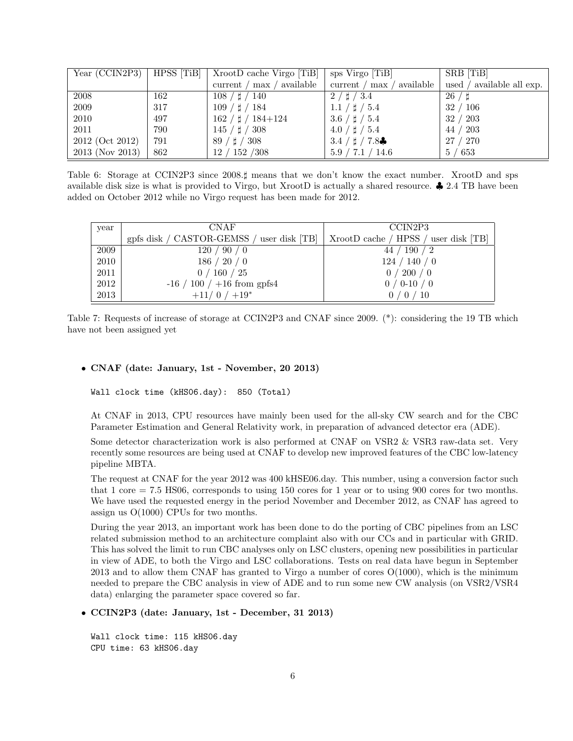| Year (CCIN2P3) | HPSS [TiB] | XrootD cache Virgo [TiB] current / max / available | sps Virgo [TiB] current / max / available | SRB [TiB] used / available all exp. |
|---|---|---|---|---|
| 2008 | 162 | 108 / ♯ / 140 | 2 / ♯ / 3.4 | 26 / ♯ |
| 2009 | 317 | 109 / ♯ / 184 | 1.1 / ♯ / 5.4 | 32 / 106 |
| 2010 | 497 | 162 / ♯ / 184+124 | 3.6 / ♯ / 5.4 | 32 / 203 |
| 2011 | 790 | 145 / ♯ / 308 | 4.0 / ♯ / 5.4 | 44 / 203 |
| 2012 (Oct 2012) | 791 | 89 / ♯ / 308 | 3.4 / ♯ / 7.8♣ | 27 / 270 |
| 2013 (Nov 2013) | 862 | 12 / 152 /308 | 5.9 / 7.1 / 14.6 | 5 / 653 |

Table 6: Storage at CCIN2P3 since 2008.♯ means that we don't know the exact number. XrootD and sps available disk size is what is provided to Virgo, but XrootD is actually a shared resource. ♣ 2.4 TB have been added on October 2012 while no Virgo request has been made for 2012.

| year | CNAF gpfs disk / CASTOR-GEMSS / user disk [TB] | CCIN2P3 XrootD cache / HPSS / user disk [TB] |
|---|---|---|
| 2009 | 120 / 90 / 0 | 44 / 190 / 2 |
| 2010 | 186 / 20 / 0 | 124 / 140 / 0 |
| 2011 | 0 / 160 / 25 | 0 / 200 / 0 |
| 2012 | -16 / 100 / +16 from gpfs4 | 0 / 0-10 / 0 |
| 2013 | +11/ 0 / +19* | 0 / 0 / 10 |

Table 7: Requests of increase of storage at CCIN2P3 and CNAF since 2009. (*): considering the 19 TB which have not been assigned yet

- **CNAF (date: January, 1st - November, 20 2013)**

```
Wall clock time (kHS06.day):  850 (Total)
```

At CNAF in 2013, CPU resources have mainly been used for the all-sky CW search and for the CBC Parameter Estimation and General Relativity work, in preparation of advanced detector era (ADE).

Some detector characterization work is also performed at CNAF on VSR2 & VSR3 raw-data set. Very recently some resources are being used at CNAF to develop new improved features of the CBC low-latency pipeline MBTA.

The request at CNAF for the year 2012 was 400 kHSE06.day. This number, using a conversion factor such that 1 core = 7.5 HS06, corresponds to using 150 cores for 1 year or to using 900 cores for two months. We have used the requested energy in the period November and December 2012, as CNAF has agreed to assign us O(1000) CPUs for two months.

During the year 2013, an important work has been done to do the porting of CBC pipelines from an LSC related submission method to an architecture complaint also with our CCs and in particular with GRID. This has solved the limit to run CBC analyses only on LSC clusters, opening new possibilities in particular in view of ADE, to both the Virgo and LSC collaborations. Tests on real data have begun in September 2013 and to allow them CNAF has granted to Virgo a number of cores O(1000), which is the minimum needed to prepare the CBC analysis in view of ADE and to run some new CW analysis (on VSR2/VSR4 data) enlarging the parameter space covered so far.

- **CCIN2P3 (date: January, 1st - December, 31 2013)**

```
Wall clock time: 115 kHS06.day
CPU time: 63 kHS06.day
```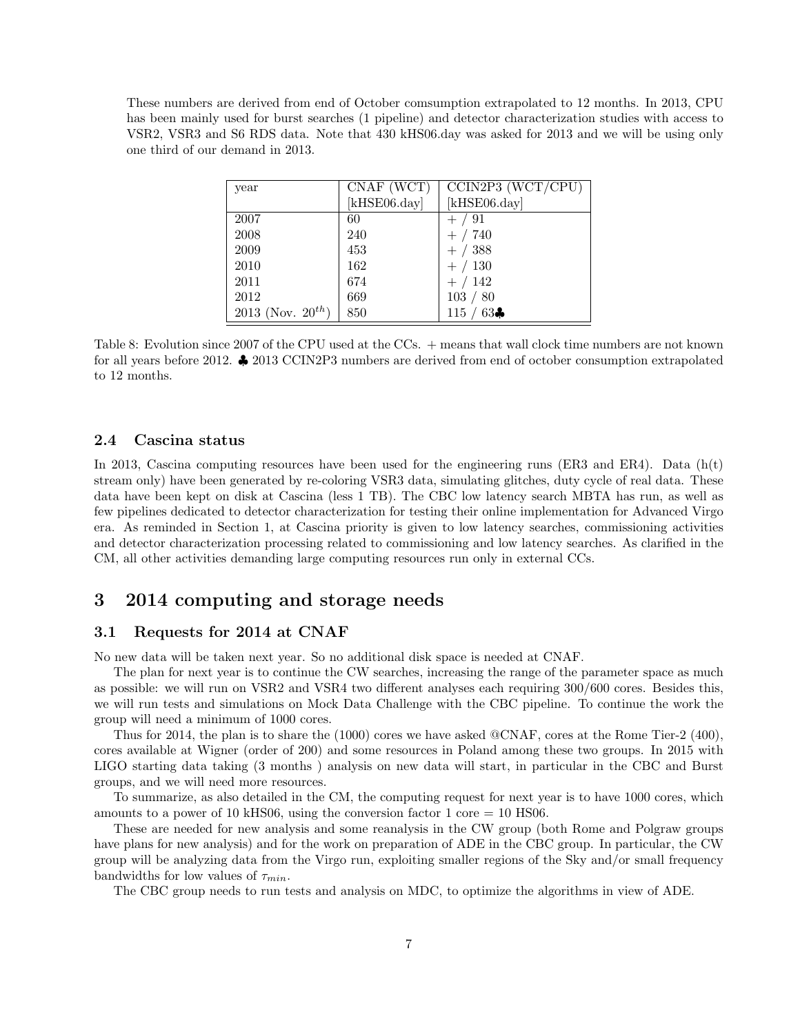These numbers are derived from end of October comsumption extrapolated to 12 months. In 2013, CPU has been mainly used for burst searches (1 pipeline) and detector characterization studies with access to VSR2, VSR3 and S6 RDS data. Note that 430 kHS06.day was asked for 2013 and we will be using only one third of our demand in 2013.

| year | CNAF (WCT) [kHSE06.day] | CCIN2P3 (WCT/CPU) [kHSE06.day] |
|---|---|---|
| 2007 | 60 | + / 91 |
| 2008 | 240 | + / 740 |
| 2009 | 453 | + / 388 |
| 2010 | 162 | + / 130 |
| 2011 | 674 | + / 142 |
| 2012 | 669 | 103 / 80 |
| 2013 (Nov. $20^{th}$) | 850 | 115 / 63♣ |

Table 8: Evolution since 2007 of the CPU used at the CCs. + means that wall clock time numbers are not known for all years before 2012. ♣ 2013 CCIN2P3 numbers are derived from end of october consumption extrapolated to 12 months.

### 2.4 Cascina status

In 2013, Cascina computing resources have been used for the engineering runs (ER3 and ER4). Data (h(t) stream only) have been generated by re-coloring VSR3 data, simulating glitches, duty cycle of real data. These data have been kept on disk at Cascina (less 1 TB). The CBC low latency search MBTA has run, as well as few pipelines dedicated to detector characterization for testing their online implementation for Advanced Virgo era. As reminded in Section 1, at Cascina priority is given to low latency searches, commissioning activities and detector characterization processing related to commissioning and low latency searches. As clarified in the CM, all other activities demanding large computing resources run only in external CCs.

## 3 2014 computing and storage needs

### 3.1 Requests for 2014 at CNAF

No new data will be taken next year. So no additional disk space is needed at CNAF.

The plan for next year is to continue the CW searches, increasing the range of the parameter space as much as possible: we will run on VSR2 and VSR4 two different analyses each requiring 300/600 cores. Besides this, we will run tests and simulations on Mock Data Challenge with the CBC pipeline. To continue the work the group will need a minimum of 1000 cores.

Thus for 2014, the plan is to share the (1000) cores we have asked @CNAF, cores at the Rome Tier-2 (400), cores available at Wigner (order of 200) and some resources in Poland among these two groups. In 2015 with LIGO starting data taking (3 months ) analysis on new data will start, in particular in the CBC and Burst groups, and we will need more resources.

To summarize, as also detailed in the CM, the computing request for next year is to have 1000 cores, which amounts to a power of 10 kHS06, using the conversion factor 1 core = 10 HS06.

These are needed for new analysis and some reanalysis in the CW group (both Rome and Polgraw groups have plans for new analysis) and for the work on preparation of ADE in the CBC group. In particular, the CW group will be analyzing data from the Virgo run, exploiting smaller regions of the Sky and/or small frequency bandwidths for low values of $\tau_{min}$.

The CBC group needs to run tests and analysis on MDC, to optimize the algorithms in view of ADE.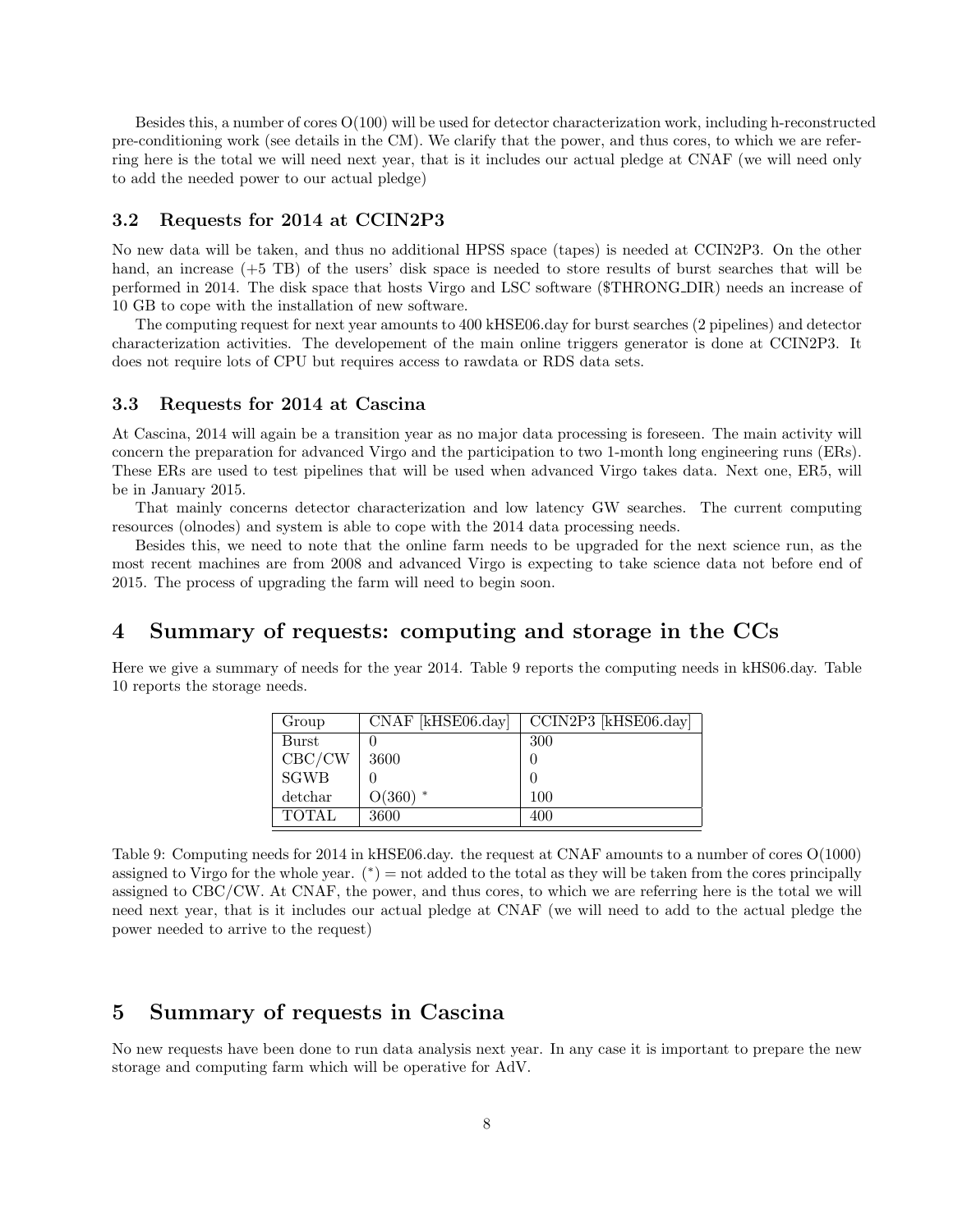Besides this, a number of cores O(100) will be used for detector characterization work, including h-reconstructed pre-conditioning work (see details in the CM). We clarify that the power, and thus cores, to which we are referring here is the total we will need next year, that is it includes our actual pledge at CNAF (we will need only to add the needed power to our actual pledge)

### 3.2 Requests for 2014 at CCIN2P3

No new data will be taken, and thus no additional HPSS space (tapes) is needed at CCIN2P3. On the other hand, an increase (+5 TB) of the users' disk space is needed to store results of burst searches that will be performed in 2014. The disk space that hosts Virgo and LSC software ($THRONG_DIR) needs an increase of 10 GB to cope with the installation of new software.

The computing request for next year amounts to 400 kHSE06.day for burst searches (2 pipelines) and detector characterization activities. The developement of the main online triggers generator is done at CCIN2P3. It does not require lots of CPU but requires access to rawdata or RDS data sets.

### 3.3 Requests for 2014 at Cascina

At Cascina, 2014 will again be a transition year as no major data processing is foreseen. The main activity will concern the preparation for advanced Virgo and the participation to two 1-month long engineering runs (ERs). These ERs are used to test pipelines that will be used when advanced Virgo takes data. Next one, ER5, will be in January 2015.

That mainly concerns detector characterization and low latency GW searches. The current computing resources (olnodes) and system is able to cope with the 2014 data processing needs.

Besides this, we need to note that the online farm needs to be upgraded for the next science run, as the most recent machines are from 2008 and advanced Virgo is expecting to take science data not before end of 2015. The process of upgrading the farm will need to begin soon.

## 4 Summary of requests: computing and storage in the CCs

Here we give a summary of needs for the year 2014. Table 9 reports the computing needs in kHS06.day. Table 10 reports the storage needs.

| Group | CNAF [kHSE06.day] | CCIN2P3 [kHSE06.day] |
|---|---|---|
| Burst | 0 | 300 |
| CBC/CW | 3600 | 0 |
| SGWB | 0 | 0 |
| detchar | O(360) * | 100 |
| TOTAL | 3600 | 400 |

Table 9: Computing needs for 2014 in kHSE06.day. the request at CNAF amounts to a number of cores O(1000) assigned to Virgo for the whole year. (*) = not added to the total as they will be taken from the cores principally assigned to CBC/CW. At CNAF, the power, and thus cores, to which we are referring here is the total we will need next year, that is it includes our actual pledge at CNAF (we will need to add to the actual pledge the power needed to arrive to the request)

## 5 Summary of requests in Cascina

No new requests have been done to run data analysis next year. In any case it is important to prepare the new storage and computing farm which will be operative for AdV.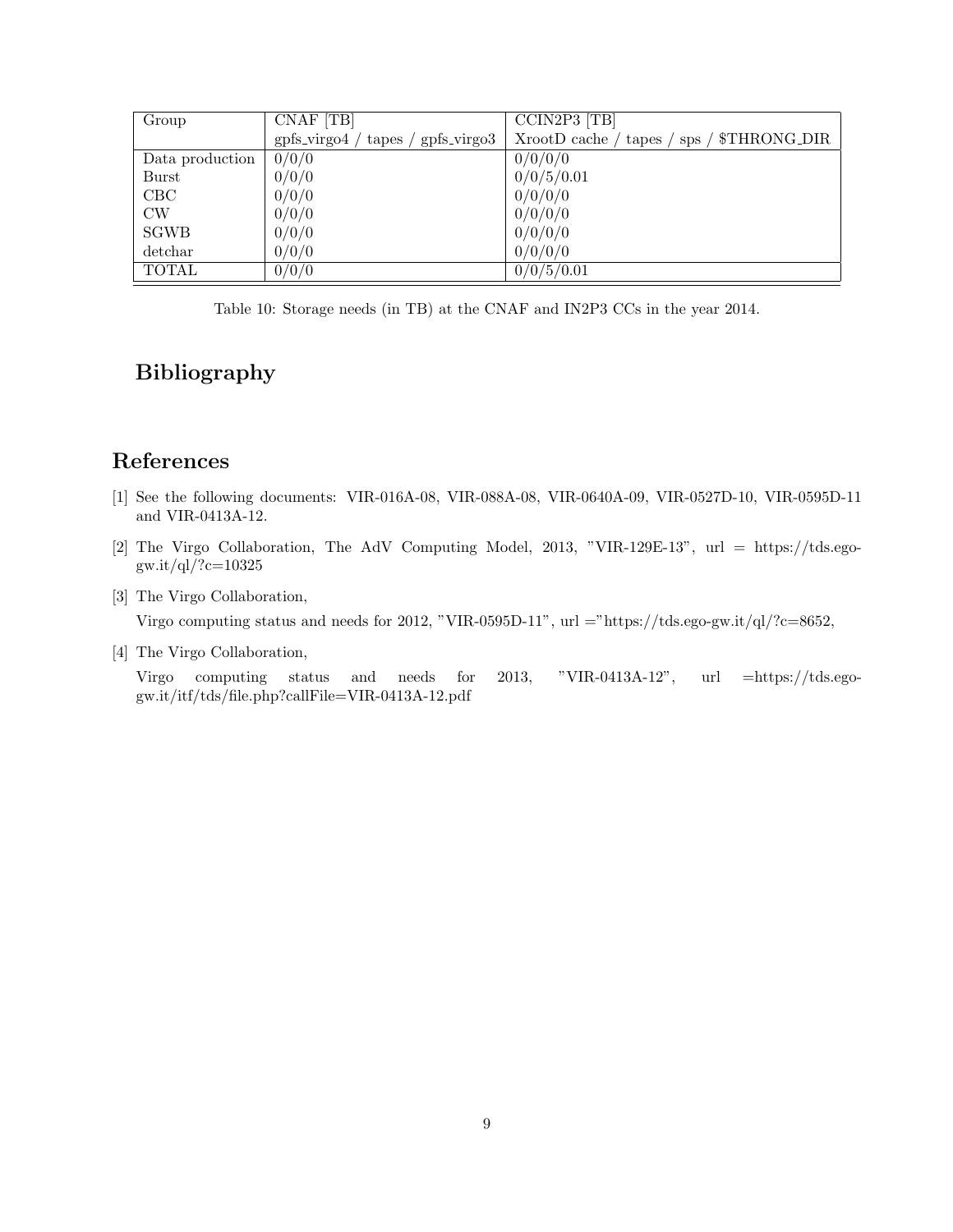| Group | CNAF [TB] | CCIN2P3 [TB] |
|---|---|---|
| | gpfs_virgo4 / tapes / gpfs_virgo3 | XrootD cache / tapes / sps / $THRONG_DIR |
| Data production | 0/0/0 | 0/0/0/0 |
| Burst | 0/0/0 | 0/0/5/0.01 |
| CBC | 0/0/0 | 0/0/0/0 |
| CW | 0/0/0 | 0/0/0/0 |
| SGWB | 0/0/0 | 0/0/0/0 |
| detchar | 0/0/0 | 0/0/0/0 |
| TOTAL | 0/0/0 | 0/0/5/0.01 |

Table 10: Storage needs (in TB) at the CNAF and IN2P3 CCs in the year 2014.

## Bibliography

## References

[1] See the following documents: VIR-016A-08, VIR-088A-08, VIR-0640A-09, VIR-0527D-10, VIR-0595D-11 and VIR-0413A-12.

[2] The Virgo Collaboration, The AdV Computing Model, 2013, "VIR-129E-13", url = https://tds.ego-gw.it/ql/?c=10325

[3] The Virgo Collaboration,

Virgo computing status and needs for 2012, "VIR-0595D-11", url ="https://tds.ego-gw.it/ql/?c=8652,

[4] The Virgo Collaboration,

Virgo computing status and needs for 2013, "VIR-0413A-12", url =https://tds.ego-gw.it/itf/tds/file.php?callFile=VIR-0413A-12.pdf